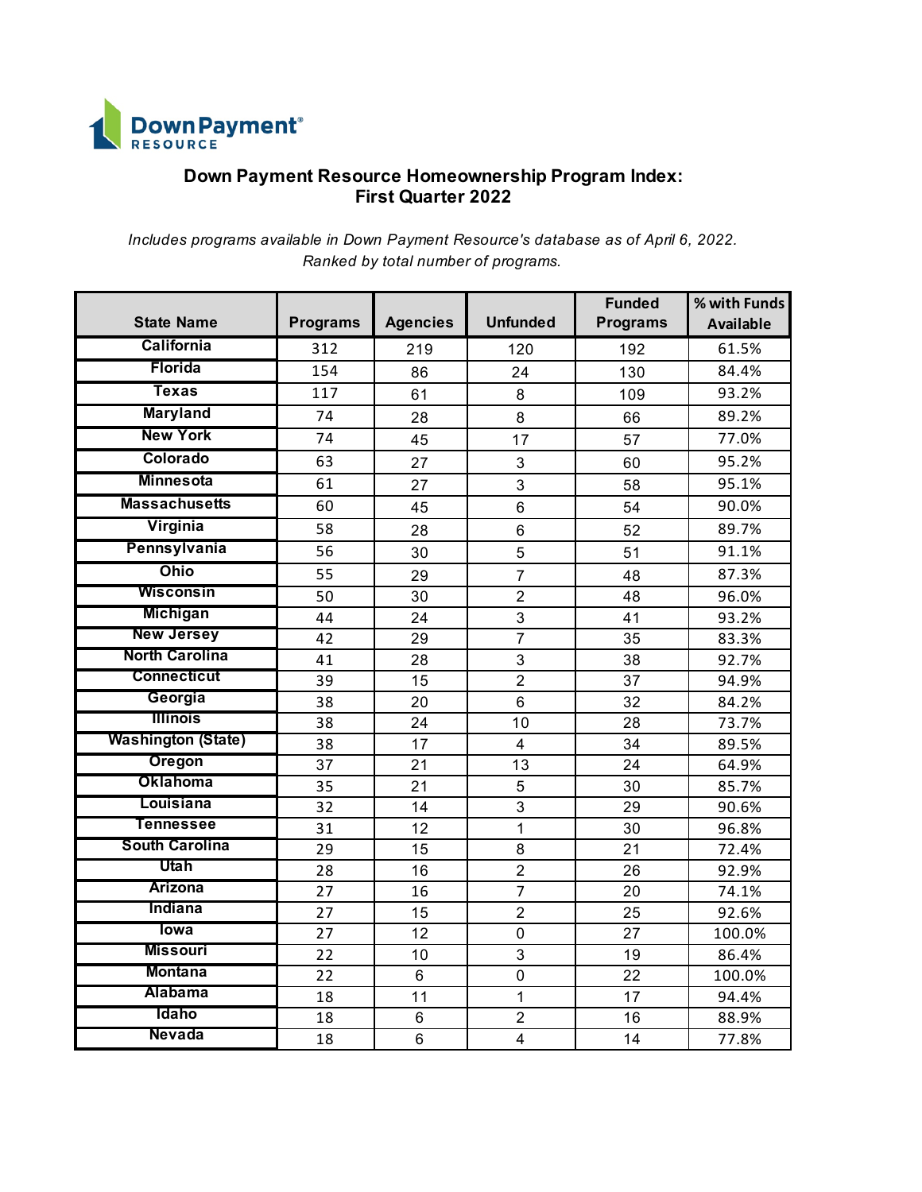Down Payment® RESOURCE

## Down Payment Resource Homeownership Program Index: First Quarter 2022

*Includes programs available in Down Payment Resource's database as of April 6, 2022.*
*Ranked by total number of programs.*

| State Name | Programs | Agencies | Unfunded | Funded Programs | % with Funds Available |
|---|---|---|---|---|---|
| California | 312 | 219 | 120 | 192 | 61.5% |
| Florida | 154 | 86 | 24 | 130 | 84.4% |
| Texas | 117 | 61 | 8 | 109 | 93.2% |
| Maryland | 74 | 28 | 8 | 66 | 89.2% |
| New York | 74 | 45 | 17 | 57 | 77.0% |
| Colorado | 63 | 27 | 3 | 60 | 95.2% |
| Minnesota | 61 | 27 | 3 | 58 | 95.1% |
| Massachusetts | 60 | 45 | 6 | 54 | 90.0% |
| Virginia | 58 | 28 | 6 | 52 | 89.7% |
| Pennsylvania | 56 | 30 | 5 | 51 | 91.1% |
| Ohio | 55 | 29 | 7 | 48 | 87.3% |
| Wisconsin | 50 | 30 | 2 | 48 | 96.0% |
| Michigan | 44 | 24 | 3 | 41 | 93.2% |
| New Jersey | 42 | 29 | 7 | 35 | 83.3% |
| North Carolina | 41 | 28 | 3 | 38 | 92.7% |
| Connecticut | 39 | 15 | 2 | 37 | 94.9% |
| Georgia | 38 | 20 | 6 | 32 | 84.2% |
| Illinois | 38 | 24 | 10 | 28 | 73.7% |
| Washington (State) | 38 | 17 | 4 | 34 | 89.5% |
| Oregon | 37 | 21 | 13 | 24 | 64.9% |
| Oklahoma | 35 | 21 | 5 | 30 | 85.7% |
| Louisiana | 32 | 14 | 3 | 29 | 90.6% |
| Tennessee | 31 | 12 | 1 | 30 | 96.8% |
| South Carolina | 29 | 15 | 8 | 21 | 72.4% |
| Utah | 28 | 16 | 2 | 26 | 92.9% |
| Arizona | 27 | 16 | 7 | 20 | 74.1% |
| Indiana | 27 | 15 | 2 | 25 | 92.6% |
| Iowa | 27 | 12 | 0 | 27 | 100.0% |
| Missouri | 22 | 10 | 3 | 19 | 86.4% |
| Montana | 22 | 6 | 0 | 22 | 100.0% |
| Alabama | 18 | 11 | 1 | 17 | 94.4% |
| Idaho | 18 | 6 | 2 | 16 | 88.9% |
| Nevada | 18 | 6 | 4 | 14 | 77.8% |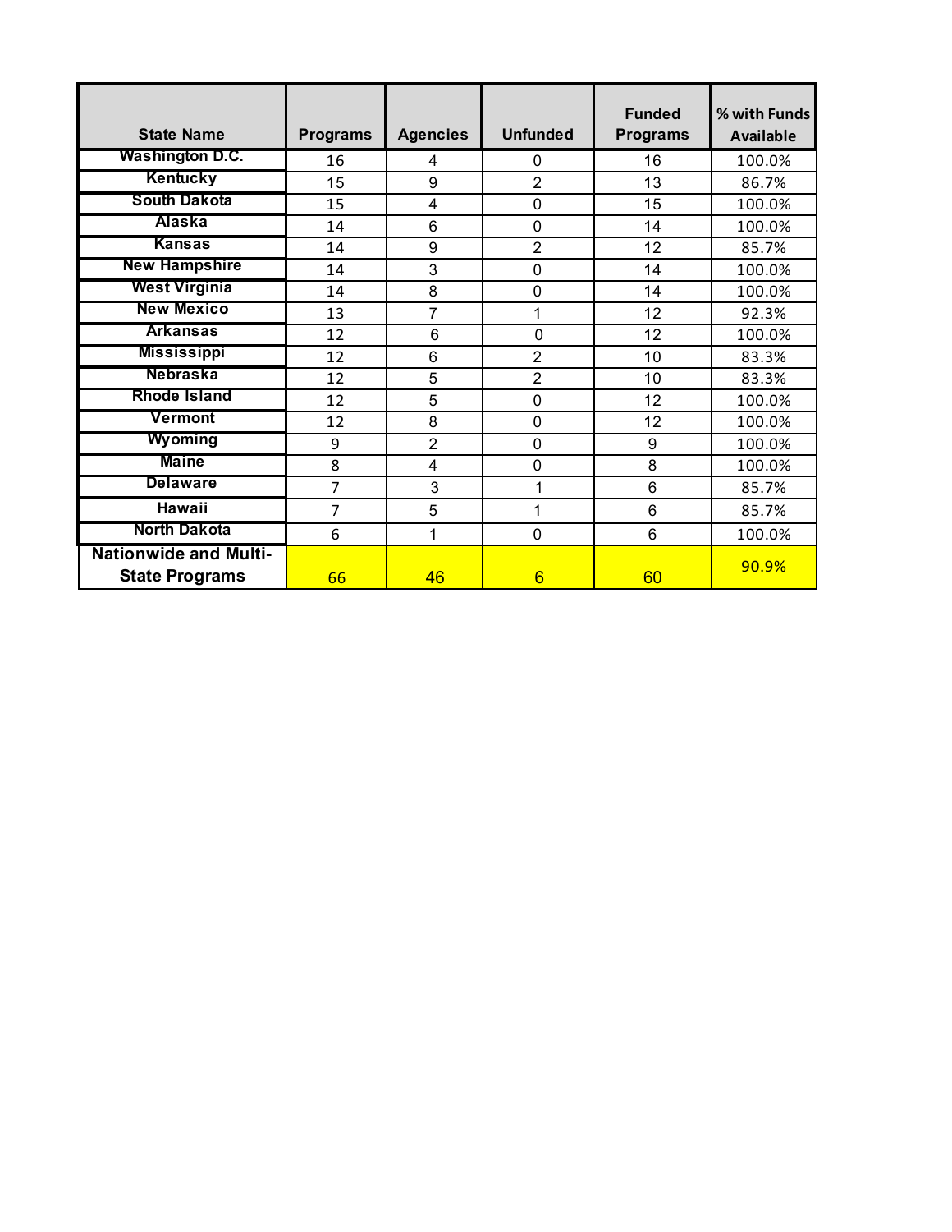| State Name | Programs | Agencies | Unfunded | Funded Programs | % with Funds Available |
|---|---|---|---|---|---|
| Washington D.C. | 16 | 4 | 0 | 16 | 100.0% |
| Kentucky | 15 | 9 | 2 | 13 | 86.7% |
| South Dakota | 15 | 4 | 0 | 15 | 100.0% |
| Alaska | 14 | 6 | 0 | 14 | 100.0% |
| Kansas | 14 | 9 | 2 | 12 | 85.7% |
| New Hampshire | 14 | 3 | 0 | 14 | 100.0% |
| West Virginia | 14 | 8 | 0 | 14 | 100.0% |
| New Mexico | 13 | 7 | 1 | 12 | 92.3% |
| Arkansas | 12 | 6 | 0 | 12 | 100.0% |
| Mississippi | 12 | 6 | 2 | 10 | 83.3% |
| Nebraska | 12 | 5 | 2 | 10 | 83.3% |
| Rhode Island | 12 | 5 | 0 | 12 | 100.0% |
| Vermont | 12 | 8 | 0 | 12 | 100.0% |
| Wyoming | 9 | 2 | 0 | 9 | 100.0% |
| Maine | 8 | 4 | 0 | 8 | 100.0% |
| Delaware | 7 | 3 | 1 | 6 | 85.7% |
| Hawaii | 7 | 5 | 1 | 6 | 85.7% |
| North Dakota | 6 | 1 | 0 | 6 | 100.0% |
| Nationwide and Multi-State Programs | 66 | 46 | 6 | 60 | 90.9% |